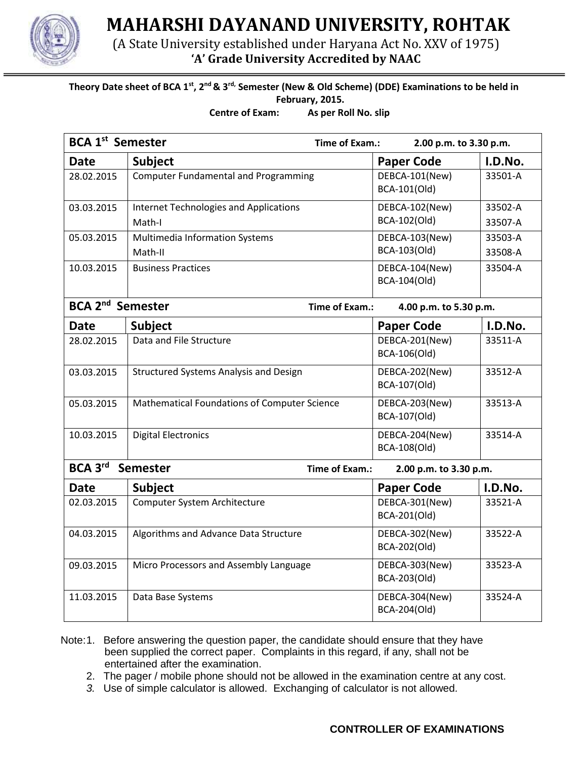# MAHARSHI DAYANAND UNIVERSITY, ROHTAK

(A State University established under Haryana Act No. XXV of 1975)

**'A' Grade University Accredited by NAAC**

**Theory Date sheet of BCA 1st, 2nd & 3rd Semester (New & Old Scheme) (DDE) Examinations to be held in February, 2015.**

**Centre of Exam: As per Roll No. slip**

| **BCA 1st Semester** | | **Time of Exam.: 2.00 p.m. to 3.30 p.m.** | |
|---|---|---|---|
| **Date** | **Subject** | **Paper Code** | **I.D.No.** |
| 28.02.2015 | Computer Fundamental and Programming | DEBCA-101(New) BCA-101(Old) | 33501-A |
| 03.03.2015 | Internet Technologies and Applications Math-I | DEBCA-102(New) BCA-102(Old) | 33502-A 33507-A |
| 05.03.2015 | Multimedia Information Systems Math-II | DEBCA-103(New) BCA-103(Old) | 33503-A 33508-A |
| 10.03.2015 | Business Practices | DEBCA-104(New) BCA-104(Old) | 33504-A |
| **BCA 2nd Semester** | | **Time of Exam.: 4.00 p.m. to 5.30 p.m.** | |
| **Date** | **Subject** | **Paper Code** | **I.D.No.** |
| 28.02.2015 | Data and File Structure | DEBCA-201(New) BCA-106(Old) | 33511-A |
| 03.03.2015 | Structured Systems Analysis and Design | DEBCA-202(New) BCA-107(Old) | 33512-A |
| 05.03.2015 | Mathematical Foundations of Computer Science | DEBCA-203(New) BCA-107(Old) | 33513-A |
| 10.03.2015 | Digital Electronics | DEBCA-204(New) BCA-108(Old) | 33514-A |
| **BCA 3rd Semester** | | **Time of Exam.: 2.00 p.m. to 3.30 p.m.** | |
| **Date** | **Subject** | **Paper Code** | **I.D.No.** |
| 02.03.2015 | Computer System Architecture | DEBCA-301(New) BCA-201(Old) | 33521-A |
| 04.03.2015 | Algorithms and Advance Data Structure | DEBCA-302(New) BCA-202(Old) | 33522-A |
| 09.03.2015 | Micro Processors and Assembly Language | DEBCA-303(New) BCA-203(Old) | 33523-A |
| 11.03.2015 | Data Base Systems | DEBCA-304(New) BCA-204(Old) | 33524-A |

Note:
1. Before answering the question paper, the candidate should ensure that they have been supplied the correct paper. Complaints in this regard, if any, shall not be entertained after the examination.
2. The pager / mobile phone should not be allowed in the examination centre at any cost.
3. *Use of simple calculator is allowed. Exchanging of calculator is not allowed.*

**CONTROLLER OF EXAMINATIONS**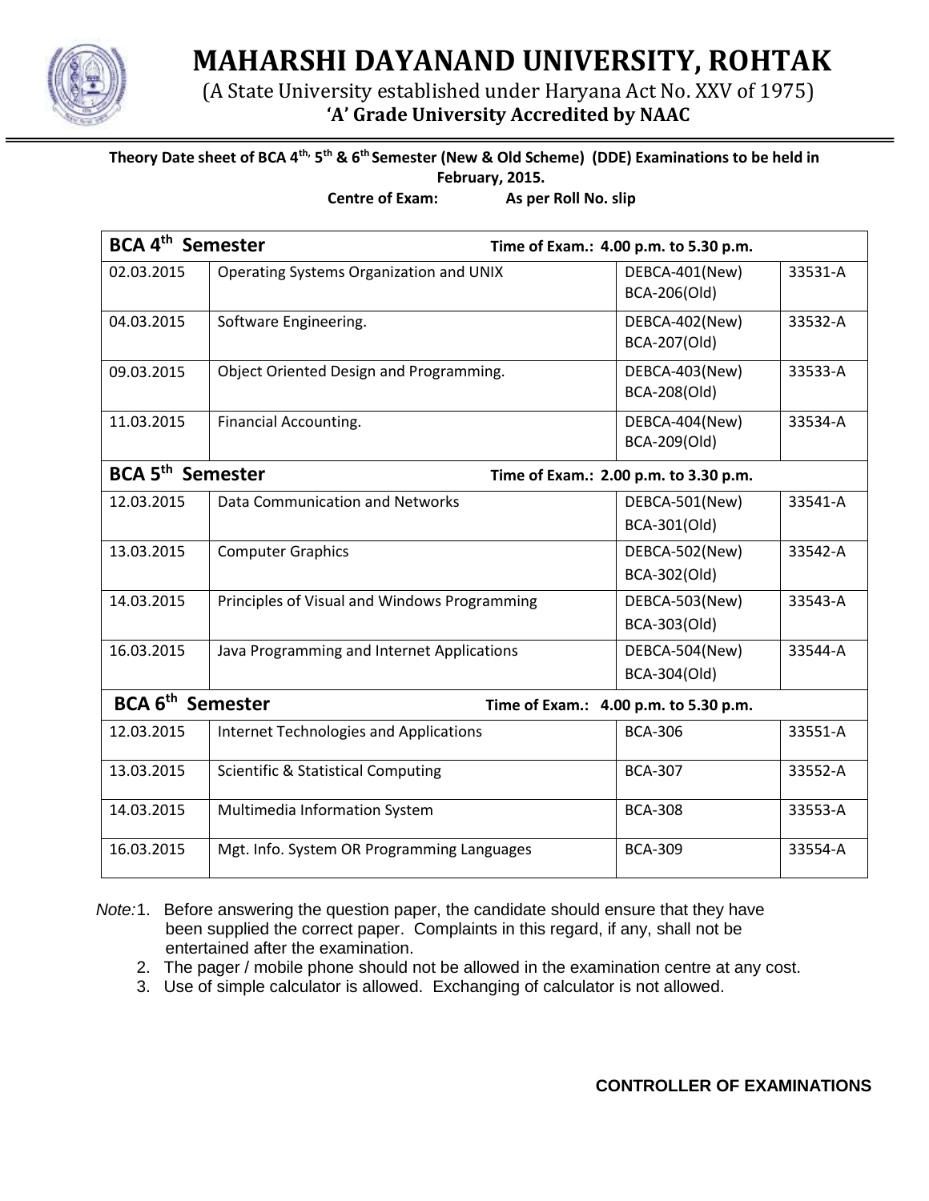# MAHARSHI DAYANAND UNIVERSITY, ROHTAK

(A State University established under Haryana Act No. XXV of 1975)

**'A' Grade University Accredited by NAAC**

**Theory Date sheet of BCA 4th, 5th & 6th Semester (New & Old Scheme) (DDE) Examinations to be held in February, 2015.**

**Centre of Exam: As per Roll No. slip**

| | | | |
|---|---|---|---|
| **BCA 4th Semester** | **Time of Exam.: 4.00 p.m. to 5.30 p.m.** | | |
| 02.03.2015 | Operating Systems Organization and UNIX | DEBCA-401(New) BCA-206(Old) | 33531-A |
| 04.03.2015 | Software Engineering. | DEBCA-402(New) BCA-207(Old) | 33532-A |
| 09.03.2015 | Object Oriented Design and Programming. | DEBCA-403(New) BCA-208(Old) | 33533-A |
| 11.03.2015 | Financial Accounting. | DEBCA-404(New) BCA-209(Old) | 33534-A |
| **BCA 5th Semester** | **Time of Exam.: 2.00 p.m. to 3.30 p.m.** | | |
| 12.03.2015 | Data Communication and Networks | DEBCA-501(New) BCA-301(Old) | 33541-A |
| 13.03.2015 | Computer Graphics | DEBCA-502(New) BCA-302(Old) | 33542-A |
| 14.03.2015 | Principles of Visual and Windows Programming | DEBCA-503(New) BCA-303(Old) | 33543-A |
| 16.03.2015 | Java Programming and Internet Applications | DEBCA-504(New) BCA-304(Old) | 33544-A |
| **BCA 6th Semester** | **Time of Exam.: 4.00 p.m. to 5.30 p.m.** | | |
| 12.03.2015 | Internet Technologies and Applications | BCA-306 | 33551-A |
| 13.03.2015 | Scientific & Statistical Computing | BCA-307 | 33552-A |
| 14.03.2015 | Multimedia Information System | BCA-308 | 33553-A |
| 16.03.2015 | Mgt. Info. System OR Programming Languages | BCA-309 | 33554-A |

*Note:*
1. Before answering the question paper, the candidate should ensure that they have been supplied the correct paper. Complaints in this regard, if any, shall not be entertained after the examination.
2. The pager / mobile phone should not be allowed in the examination centre at any cost.
3. Use of simple calculator is allowed. Exchanging of calculator is not allowed.

**CONTROLLER OF EXAMINATIONS**